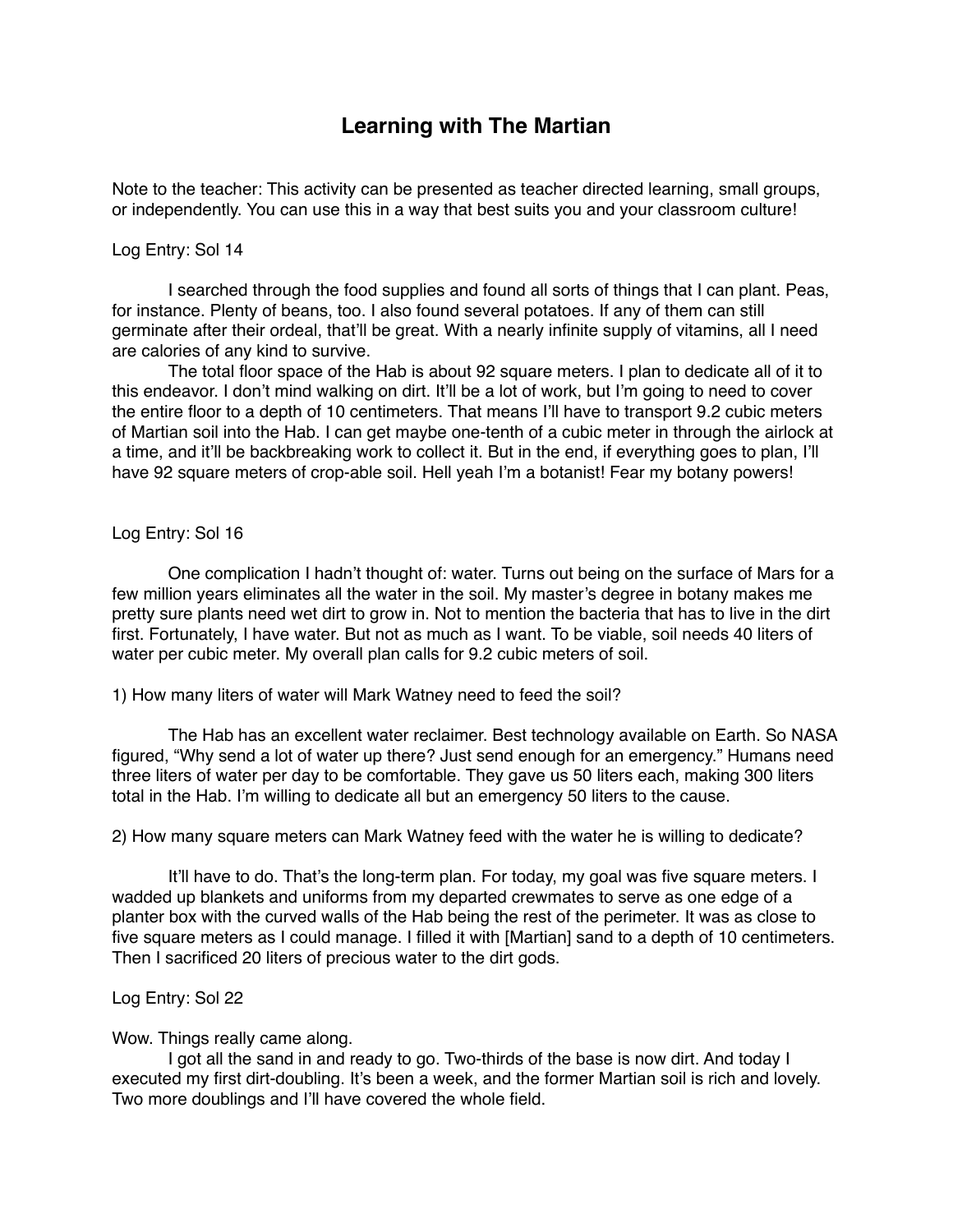# Learning with The Martian

Note to the teacher: This activity can be presented as teacher directed learning, small groups, or independently. You can use this in a way that best suits you and your classroom culture!

Log Entry: Sol 14

I searched through the food supplies and found all sorts of things that I can plant. Peas, for instance. Plenty of beans, too. I also found several potatoes. If any of them can still germinate after their ordeal, that'll be great. With a nearly infinite supply of vitamins, all I need are calories of any kind to survive.

The total floor space of the Hab is about 92 square meters. I plan to dedicate all of it to this endeavor. I don't mind walking on dirt. It'll be a lot of work, but I'm going to need to cover the entire floor to a depth of 10 centimeters. That means I'll have to transport 9.2 cubic meters of Martian soil into the Hab. I can get maybe one-tenth of a cubic meter in through the airlock at a time, and it'll be backbreaking work to collect it. But in the end, if everything goes to plan, I'll have 92 square meters of crop-able soil. Hell yeah I'm a botanist! Fear my botany powers!

Log Entry: Sol 16

One complication I hadn't thought of: water. Turns out being on the surface of Mars for a few million years eliminates all the water in the soil. My master's degree in botany makes me pretty sure plants need wet dirt to grow in. Not to mention the bacteria that has to live in the dirt first. Fortunately, I have water. But not as much as I want. To be viable, soil needs 40 liters of water per cubic meter. My overall plan calls for 9.2 cubic meters of soil.

1) How many liters of water will Mark Watney need to feed the soil?

The Hab has an excellent water reclaimer. Best technology available on Earth. So NASA figured, "Why send a lot of water up there? Just send enough for an emergency." Humans need three liters of water per day to be comfortable. They gave us 50 liters each, making 300 liters total in the Hab. I'm willing to dedicate all but an emergency 50 liters to the cause.

2) How many square meters can Mark Watney feed with the water he is willing to dedicate?

It'll have to do. That's the long-term plan. For today, my goal was five square meters. I wadded up blankets and uniforms from my departed crewmates to serve as one edge of a planter box with the curved walls of the Hab being the rest of the perimeter. It was as close to five square meters as I could manage. I filled it with [Martian] sand to a depth of 10 centimeters. Then I sacrificed 20 liters of precious water to the dirt gods.

Log Entry: Sol 22

Wow. Things really came along.

I got all the sand in and ready to go. Two-thirds of the base is now dirt. And today I executed my first dirt-doubling. It's been a week, and the former Martian soil is rich and lovely. Two more doublings and I'll have covered the whole field.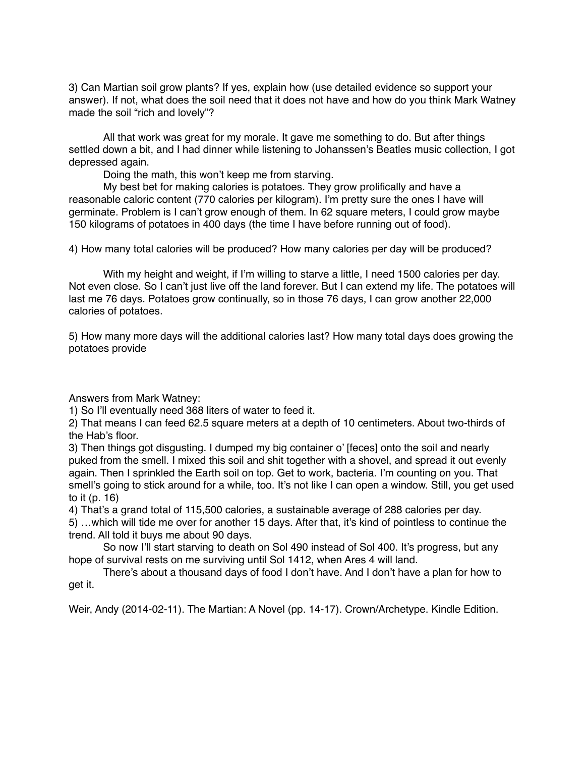3) Can Martian soil grow plants? If yes, explain how (use detailed evidence so support your answer). If not, what does the soil need that it does not have and how do you think Mark Watney made the soil "rich and lovely"?

All that work was great for my morale. It gave me something to do. But after things settled down a bit, and I had dinner while listening to Johanssen's Beatles music collection, I got depressed again.

Doing the math, this won't keep me from starving.

My best bet for making calories is potatoes. They grow prolifically and have a reasonable caloric content (770 calories per kilogram). I'm pretty sure the ones I have will germinate. Problem is I can't grow enough of them. In 62 square meters, I could grow maybe 150 kilograms of potatoes in 400 days (the time I have before running out of food).

4) How many total calories will be produced? How many calories per day will be produced?

With my height and weight, if I'm willing to starve a little, I need 1500 calories per day. Not even close. So I can't just live off the land forever. But I can extend my life. The potatoes will last me 76 days. Potatoes grow continually, so in those 76 days, I can grow another 22,000 calories of potatoes.

5) How many more days will the additional calories last? How many total days does growing the potatoes provide

Answers from Mark Watney:

1) So I'll eventually need 368 liters of water to feed it.

2) That means I can feed 62.5 square meters at a depth of 10 centimeters. About two-thirds of the Hab's floor.

3) Then things got disgusting. I dumped my big container o' [feces] onto the soil and nearly puked from the smell. I mixed this soil and shit together with a shovel, and spread it out evenly again. Then I sprinkled the Earth soil on top. Get to work, bacteria. I'm counting on you. That smell's going to stick around for a while, too. It's not like I can open a window. Still, you get used to it (p. 16)

4) That's a grand total of 115,500 calories, a sustainable average of 288 calories per day.

5) …which will tide me over for another 15 days. After that, it's kind of pointless to continue the trend. All told it buys me about 90 days.

So now I'll start starving to death on Sol 490 instead of Sol 400. It's progress, but any hope of survival rests on me surviving until Sol 1412, when Ares 4 will land.

There's about a thousand days of food I don't have. And I don't have a plan for how to get it.

Weir, Andy (2014-02-11). The Martian: A Novel (pp. 14-17). Crown/Archetype. Kindle Edition.